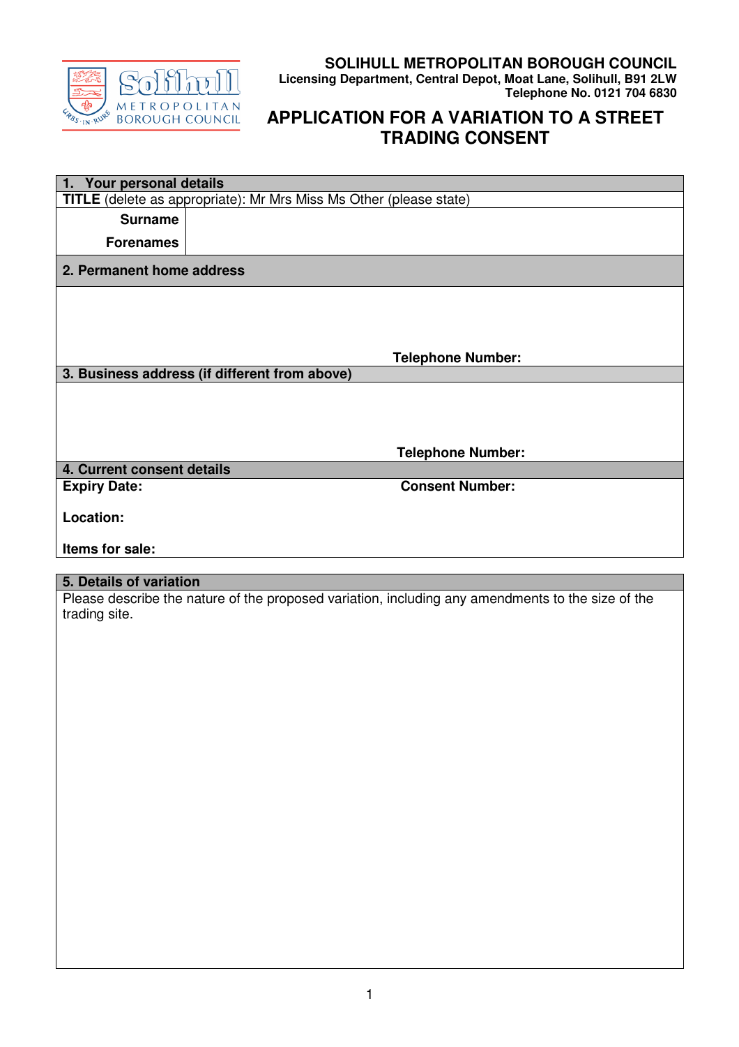**SOLIHULL METROPOLITAN BOROUGH COUNCIL**
**Licensing Department, Central Depot, Moat Lane, Solihull, B91 2LW**
**Telephone No. 0121 704 6830**

# APPLICATION FOR A VARIATION TO A STREET TRADING CONSENT

## 1. Your personal details

**TITLE** (delete as appropriate): Mr Mrs Miss Ms Other (please state)

| | |
|---|---|
| **Surname** | |
| **Forenames** | |

## 2. Permanent home address

**Telephone Number:**

## 3. Business address (if different from above)

**Telephone Number:**

## 4. Current consent details

**Expiry Date:**

**Consent Number:**

**Location:**

**Items for sale:**

## 5. Details of variation

Please describe the nature of the proposed variation, including any amendments to the size of the trading site.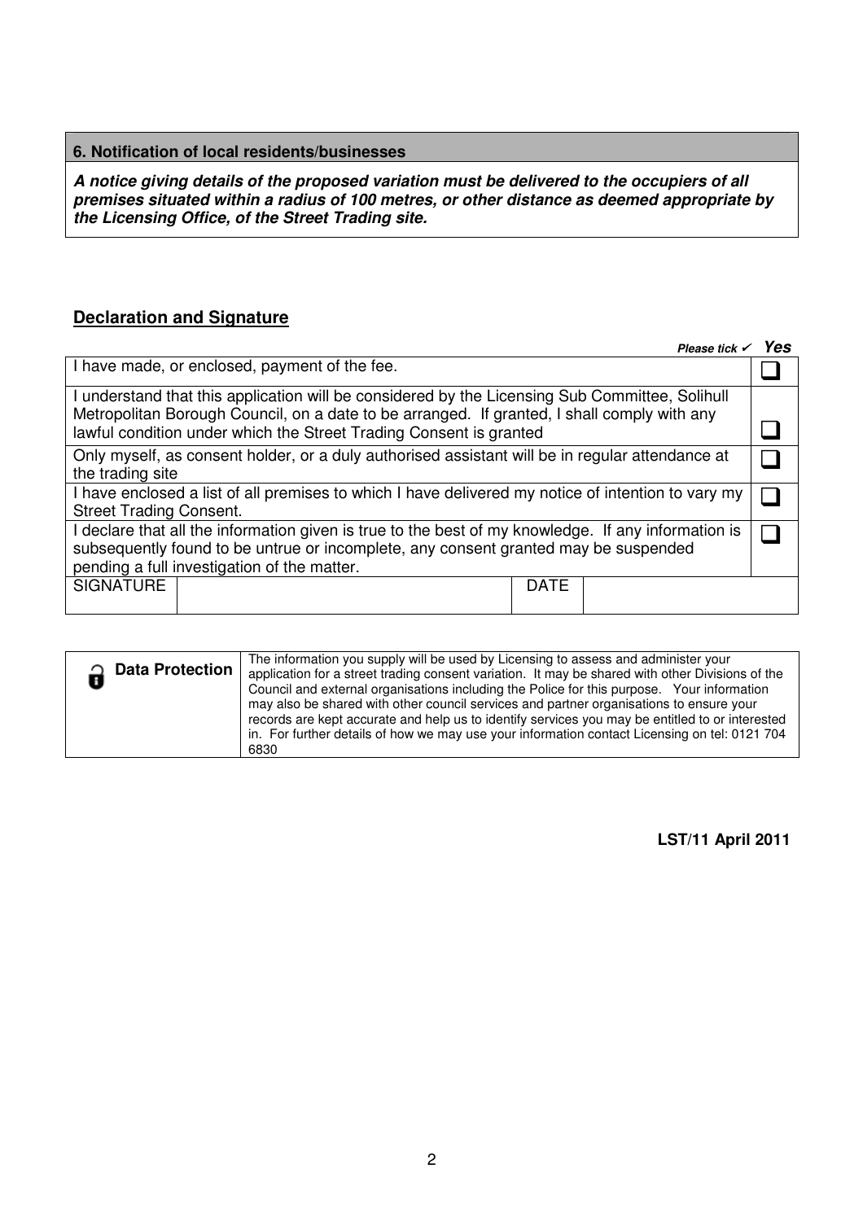## 6. Notification of local residents/businesses

***A notice giving details of the proposed variation must be delivered to the occupiers of all premises situated within a radius of 100 metres, or other distance as deemed appropriate by the Licensing Office, of the Street Trading site.***

## Declaration and Signature

| | | | ***Please tick ✓ Yes*** |
|---|---|---|---|
| I have made, or enclosed, payment of the fee. | | | ❑ |
| I understand that this application will be considered by the Licensing Sub Committee, Solihull Metropolitan Borough Council, on a date to be arranged. If granted, I shall comply with any lawful condition under which the Street Trading Consent is granted | | | ❑ |
| Only myself, as consent holder, or a duly authorised assistant will be in regular attendance at the trading site | | | ❑ |
| I have enclosed a list of all premises to which I have delivered my notice of intention to vary my Street Trading Consent. | | | ❑ |
| I declare that all the information given is true to the best of my knowledge. If any information is subsequently found to be untrue or incomplete, any consent granted may be suspended pending a full investigation of the matter. | | | ❑ |
| SIGNATURE | | DATE | |

| | |
|---|---|
| **Data Protection** | The information you supply will be used by Licensing to assess and administer your application for a street trading consent variation. It may be shared with other Divisions of the Council and external organisations including the Police for this purpose. Your information may also be shared with other council services and partner organisations to ensure your records are kept accurate and help us to identify services you may be entitled to or interested in. For further details of how we may use your information contact Licensing on tel: 0121 704 6830 |

**LST/11 April 2011**